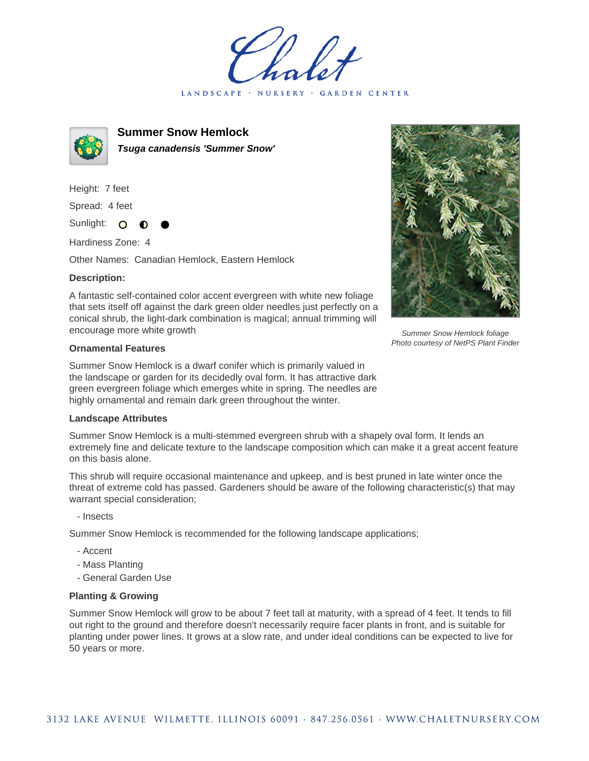# Summer Snow Hemlock

***Tsuga canadensis 'Summer Snow'***

Height: 7 feet

Spread: 4 feet

Sunlight: ○ ◐ ●

Hardiness Zone: 4

Other Names: Canadian Hemlock, Eastern Hemlock

**Description:**

A fantastic self-contained color accent evergreen with white new foliage that sets itself off against the dark green older needles just perfectly on a conical shrub, the light-dark combination is magical; annual trimming will encourage more white growth

*Summer Snow Hemlock foliage*
*Photo courtesy of NetPS Plant Finder*

### Ornamental Features

Summer Snow Hemlock is a dwarf conifer which is primarily valued in the landscape or garden for its decidedly oval form. It has attractive dark green evergreen foliage which emerges white in spring. The needles are highly ornamental and remain dark green throughout the winter.

### Landscape Attributes

Summer Snow Hemlock is a multi-stemmed evergreen shrub with a shapely oval form. It lends an extremely fine and delicate texture to the landscape composition which can make it a great accent feature on this basis alone.

This shrub will require occasional maintenance and upkeep, and is best pruned in late winter once the threat of extreme cold has passed. Gardeners should be aware of the following characteristic(s) that may warrant special consideration;

- Insects

Summer Snow Hemlock is recommended for the following landscape applications;

- Accent
- Mass Planting
- General Garden Use

### Planting & Growing

Summer Snow Hemlock will grow to be about 7 feet tall at maturity, with a spread of 4 feet. It tends to fill out right to the ground and therefore doesn't necessarily require facer plants in front, and is suitable for planting under power lines. It grows at a slow rate, and under ideal conditions can be expected to live for 50 years or more.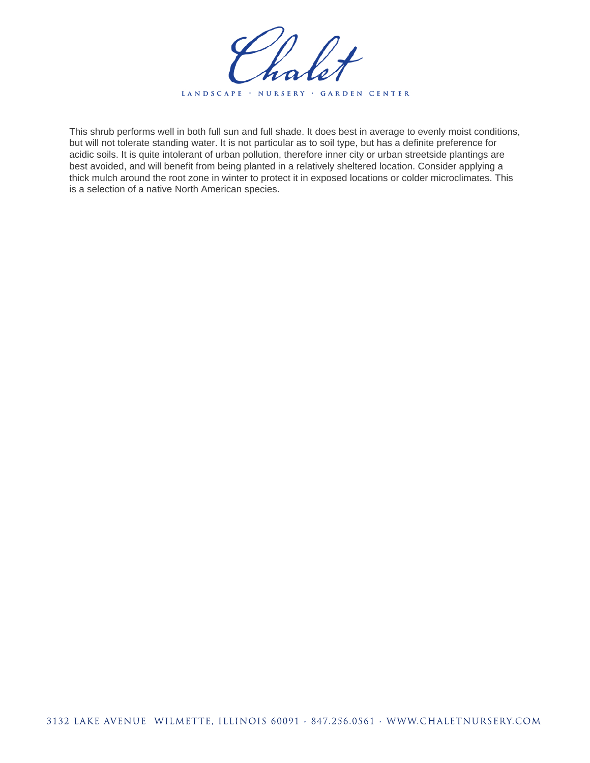This shrub performs well in both full sun and full shade. It does best in average to evenly moist conditions, but will not tolerate standing water. It is not particular as to soil type, but has a definite preference for acidic soils. It is quite intolerant of urban pollution, therefore inner city or urban streetside plantings are best avoided, and will benefit from being planted in a relatively sheltered location. Consider applying a thick mulch around the root zone in winter to protect it in exposed locations or colder microclimates. This is a selection of a native North American species.